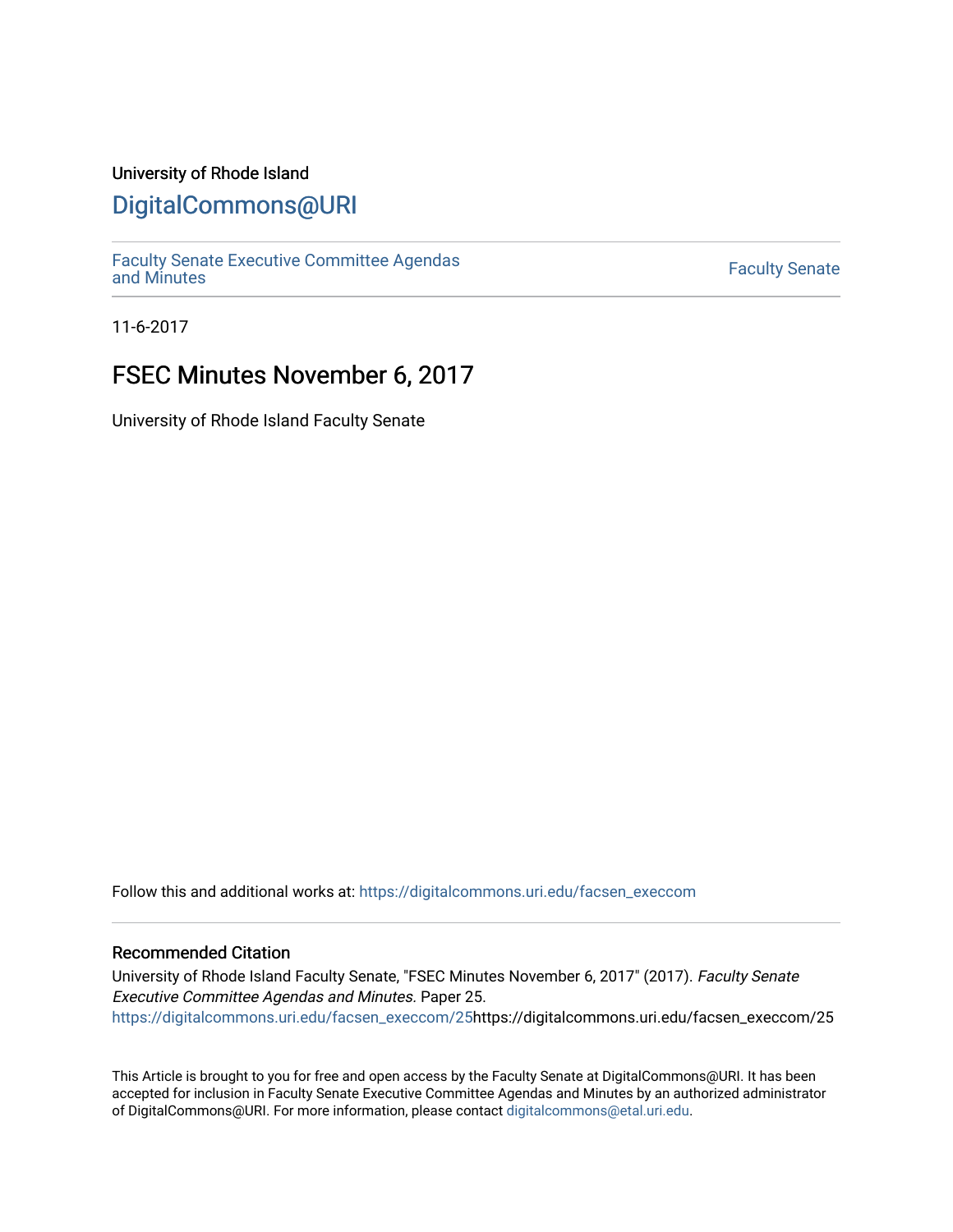University of Rhode Island

# DigitalCommons@URI

Faculty Senate Executive Committee Agendas and Minutes

Faculty Senate

11-6-2017

## FSEC Minutes November 6, 2017

University of Rhode Island Faculty Senate

Follow this and additional works at: https://digitalcommons.uri.edu/facsen_execcom

### Recommended Citation

University of Rhode Island Faculty Senate, "FSEC Minutes November 6, 2017" (2017). *Faculty Senate Executive Committee Agendas and Minutes.* Paper 25.
https://digitalcommons.uri.edu/facsen_execcom/25https://digitalcommons.uri.edu/facsen_execcom/25

This Article is brought to you for free and open access by the Faculty Senate at DigitalCommons@URI. It has been accepted for inclusion in Faculty Senate Executive Committee Agendas and Minutes by an authorized administrator of DigitalCommons@URI. For more information, please contact digitalcommons@etal.uri.edu.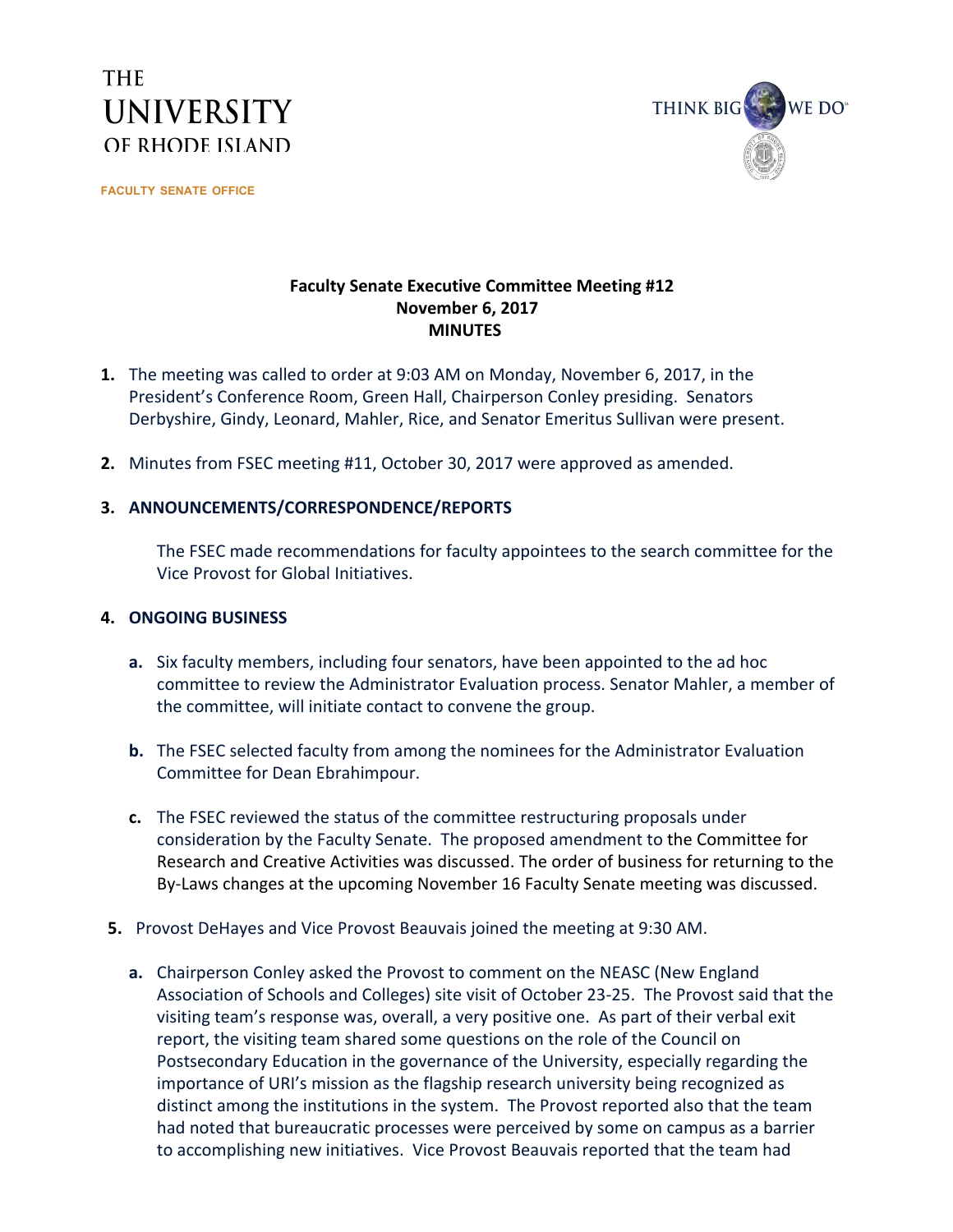THE UNIVERSITY OF RHODE ISLAND

FACULTY SENATE OFFICE

THINK BIG WE DO

**Faculty Senate Executive Committee Meeting #12**
**November 6, 2017**
**MINUTES**

1. The meeting was called to order at 9:03 AM on Monday, November 6, 2017, in the President's Conference Room, Green Hall, Chairperson Conley presiding. Senators Derbyshire, Gindy, Leonard, Mahler, Rice, and Senator Emeritus Sullivan were present.

2. Minutes from FSEC meeting #11, October 30, 2017 were approved as amended.

3. **ANNOUNCEMENTS/CORRESPONDENCE/REPORTS**

   The FSEC made recommendations for faculty appointees to the search committee for the Vice Provost for Global Initiatives.

4. **ONGOING BUSINESS**

   a. Six faculty members, including four senators, have been appointed to the ad hoc committee to review the Administrator Evaluation process. Senator Mahler, a member of the committee, will initiate contact to convene the group.

   b. The FSEC selected faculty from among the nominees for the Administrator Evaluation Committee for Dean Ebrahimpour.

   c. The FSEC reviewed the status of the committee restructuring proposals under consideration by the Faculty Senate. The proposed amendment to the Committee for Research and Creative Activities was discussed. The order of business for returning to the By-Laws changes at the upcoming November 16 Faculty Senate meeting was discussed.

5. Provost DeHayes and Vice Provost Beauvais joined the meeting at 9:30 AM.

   a. Chairperson Conley asked the Provost to comment on the NEASC (New England Association of Schools and Colleges) site visit of October 23-25. The Provost said that the visiting team's response was, overall, a very positive one. As part of their verbal exit report, the visiting team shared some questions on the role of the Council on Postsecondary Education in the governance of the University, especially regarding the importance of URI's mission as the flagship research university being recognized as distinct among the institutions in the system. The Provost reported also that the team had noted that bureaucratic processes were perceived by some on campus as a barrier to accomplishing new initiatives. Vice Provost Beauvais reported that the team had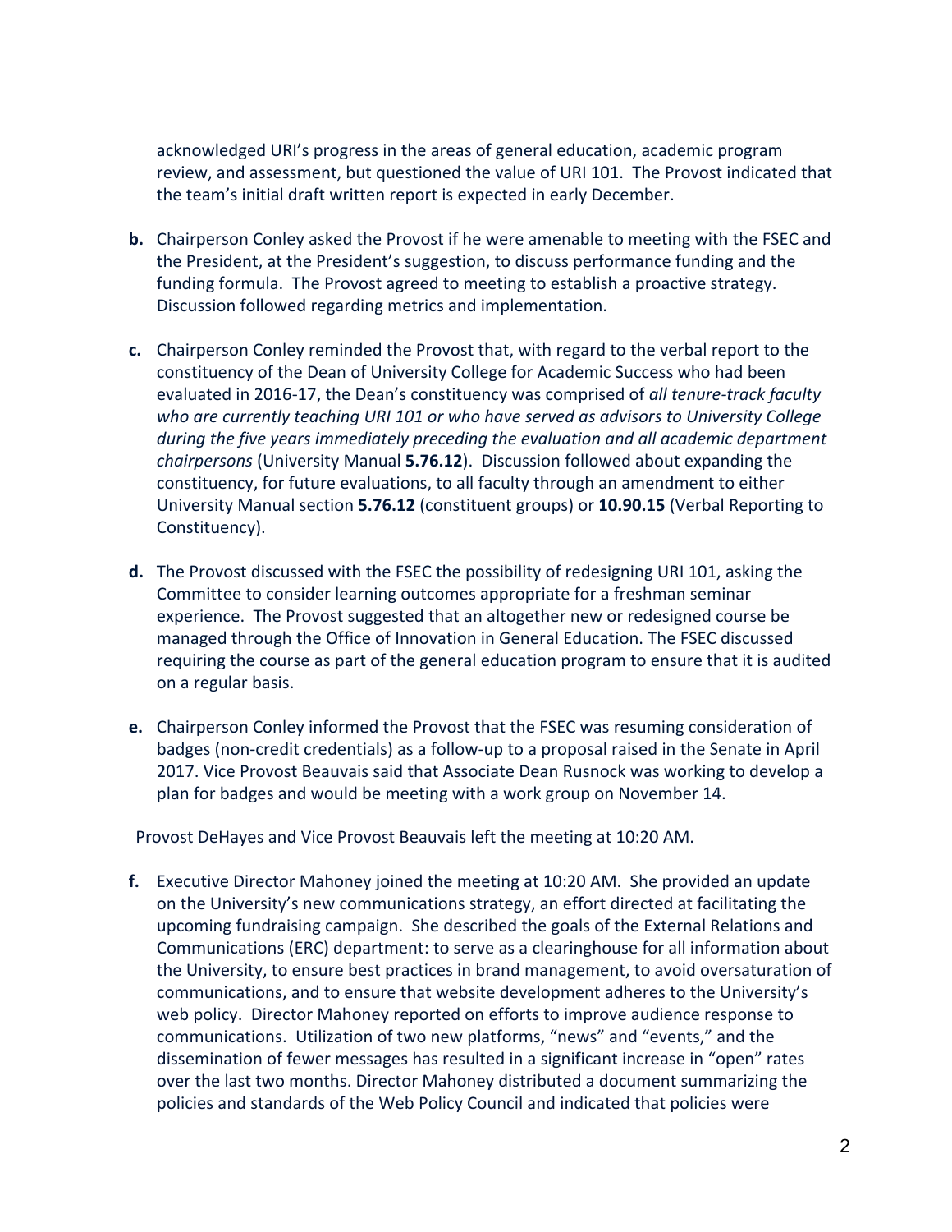acknowledged URI's progress in the areas of general education, academic program review, and assessment, but questioned the value of URI 101. The Provost indicated that the team's initial draft written report is expected in early December.

**b.** Chairperson Conley asked the Provost if he were amenable to meeting with the FSEC and the President, at the President's suggestion, to discuss performance funding and the funding formula. The Provost agreed to meeting to establish a proactive strategy. Discussion followed regarding metrics and implementation.

**c.** Chairperson Conley reminded the Provost that, with regard to the verbal report to the constituency of the Dean of University College for Academic Success who had been evaluated in 2016-17, the Dean's constituency was comprised of *all tenure-track faculty who are currently teaching URI 101 or who have served as advisors to University College during the five years immediately preceding the evaluation and all academic department chairpersons* (University Manual **5.76.12**). Discussion followed about expanding the constituency, for future evaluations, to all faculty through an amendment to either University Manual section **5.76.12** (constituent groups) or **10.90.15** (Verbal Reporting to Constituency).

**d.** The Provost discussed with the FSEC the possibility of redesigning URI 101, asking the Committee to consider learning outcomes appropriate for a freshman seminar experience. The Provost suggested that an altogether new or redesigned course be managed through the Office of Innovation in General Education. The FSEC discussed requiring the course as part of the general education program to ensure that it is audited on a regular basis.

**e.** Chairperson Conley informed the Provost that the FSEC was resuming consideration of badges (non-credit credentials) as a follow-up to a proposal raised in the Senate in April 2017. Vice Provost Beauvais said that Associate Dean Rusnock was working to develop a plan for badges and would be meeting with a work group on November 14.

Provost DeHayes and Vice Provost Beauvais left the meeting at 10:20 AM.

**f.** Executive Director Mahoney joined the meeting at 10:20 AM. She provided an update on the University's new communications strategy, an effort directed at facilitating the upcoming fundraising campaign. She described the goals of the External Relations and Communications (ERC) department: to serve as a clearinghouse for all information about the University, to ensure best practices in brand management, to avoid oversaturation of communications, and to ensure that website development adheres to the University's web policy. Director Mahoney reported on efforts to improve audience response to communications. Utilization of two new platforms, "news" and "events," and the dissemination of fewer messages has resulted in a significant increase in "open" rates over the last two months. Director Mahoney distributed a document summarizing the policies and standards of the Web Policy Council and indicated that policies were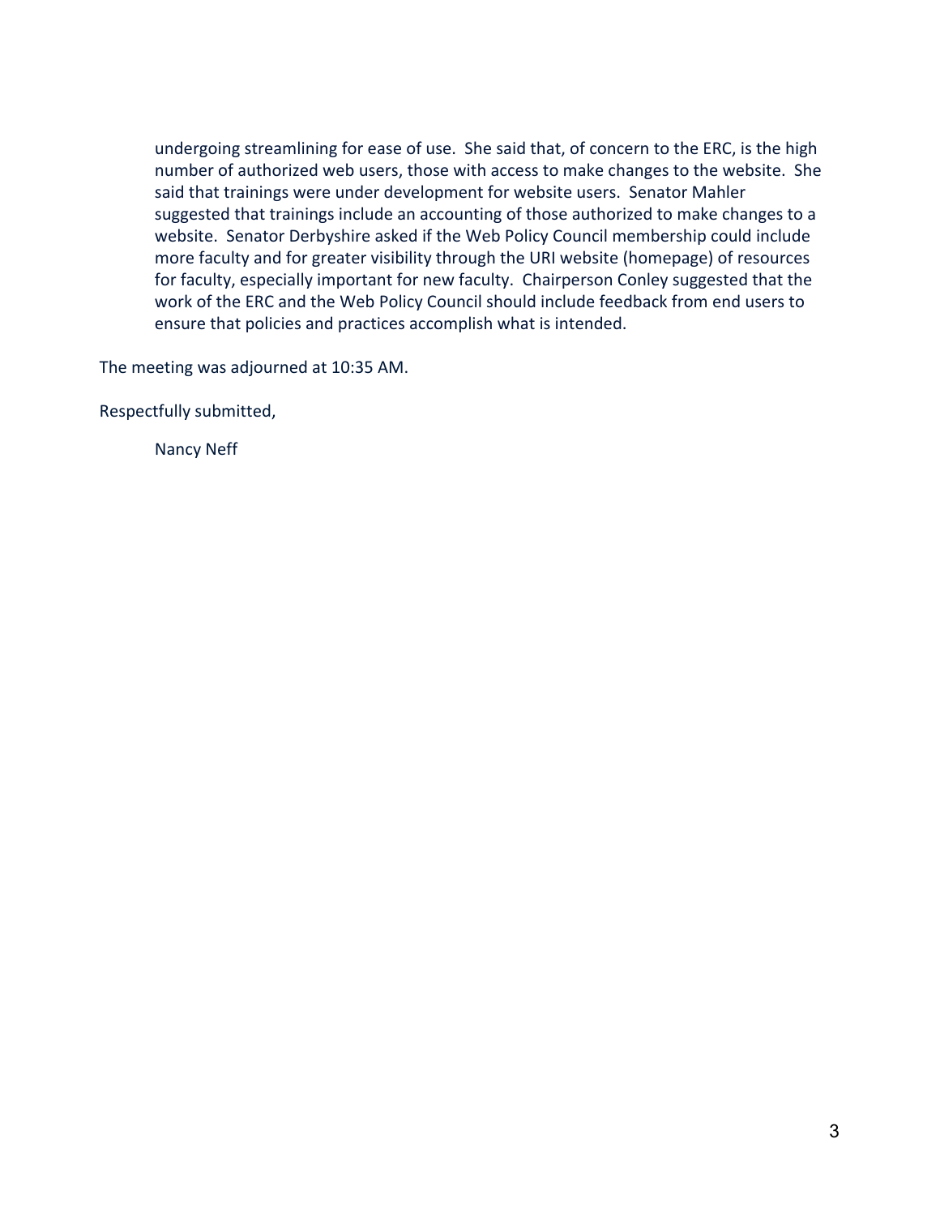undergoing streamlining for ease of use. She said that, of concern to the ERC, is the high number of authorized web users, those with access to make changes to the website. She said that trainings were under development for website users. Senator Mahler suggested that trainings include an accounting of those authorized to make changes to a website. Senator Derbyshire asked if the Web Policy Council membership could include more faculty and for greater visibility through the URI website (homepage) of resources for faculty, especially important for new faculty. Chairperson Conley suggested that the work of the ERC and the Web Policy Council should include feedback from end users to ensure that policies and practices accomplish what is intended.

The meeting was adjourned at 10:35 AM.

Respectfully submitted,

Nancy Neff